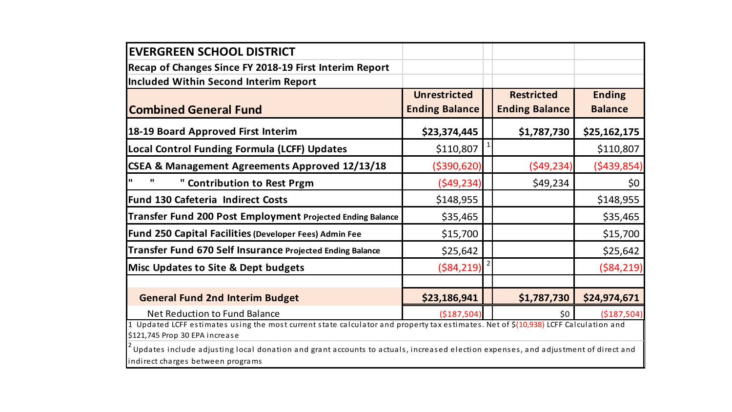# EVERGREEN SCHOOL DISTRICT

**Recap of Changes Since FY 2018-19 First Interim Report**

**Included Within Second Interim Report**

| Combined General Fund | Unrestricted Ending Balance | | Restricted Ending Balance | Ending Balance |
|---|---|---|---|---|
| **18-19 Board Approved First Interim** | **$23,374,445** | | **$1,787,730** | **$25,162,175** |
| **Local Control Funding Formula (LCFF) Updates** | $110,807 | 1 | | $110,807 |
| **CSEA & Management Agreements Approved 12/13/18** | ($390,620) | | ($49,234) | ($439,854) |
| **" " " Contribution to Rest Prgm** | ($49,234) | | $49,234 | $0 |
| **Fund 130 Cafeteria Indirect Costs** | $148,955 | | | $148,955 |
| **Transfer Fund 200 Post Employment Projected Ending Balance** | $35,465 | | | $35,465 |
| **Fund 250 Capital Facilities (Developer Fees) Admin Fee** | $15,700 | | | $15,700 |
| **Transfer Fund 670 Self Insurance Projected Ending Balance** | $25,642 | | | $25,642 |
| **Misc Updates to Site & Dept budgets** | ($84,219) | 2 | | ($84,219) |
| | | | | |
| **General Fund 2nd Interim Budget** | **$23,186,941** | | **$1,787,730** | **$24,974,671** |
| Net Reduction to Fund Balance | ($187,504) | | $0 | ($187,504) |

1 Updated LCFF estimates using the most current state calculator and property tax estimates. Net of $(10,938) LCFF Calculation and $121,745 Prop 30 EPA increase

2 Updates include adjusting local donation and grant accounts to actuals, increased election expenses, and adjustment of direct and indirect charges between programs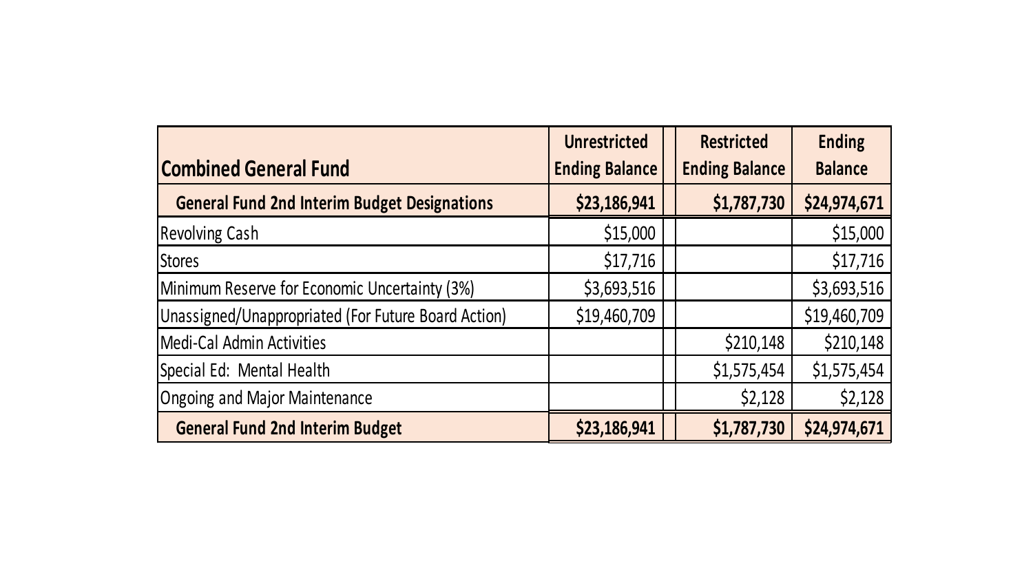| Combined General Fund | Unrestricted Ending Balance | | Restricted Ending Balance | Ending Balance |
|---|---|---|---|---|
| **General Fund 2nd Interim Budget Designations** | **$23,186,941** | | **$1,787,730** | **$24,974,671** |
| Revolving Cash | $15,000 | | | $15,000 |
| Stores | $17,716 | | | $17,716 |
| Minimum Reserve for Economic Uncertainty (3%) | $3,693,516 | | | $3,693,516 |
| Unassigned/Unappropriated (For Future Board Action) | $19,460,709 | | | $19,460,709 |
| Medi-Cal Admin Activities | | | $210,148 | $210,148 |
| Special Ed: Mental Health | | | $1,575,454 | $1,575,454 |
| Ongoing and Major Maintenance | | | $2,128 | $2,128 |
| **General Fund 2nd Interim Budget** | **$23,186,941** | | **$1,787,730** | **$24,974,671** |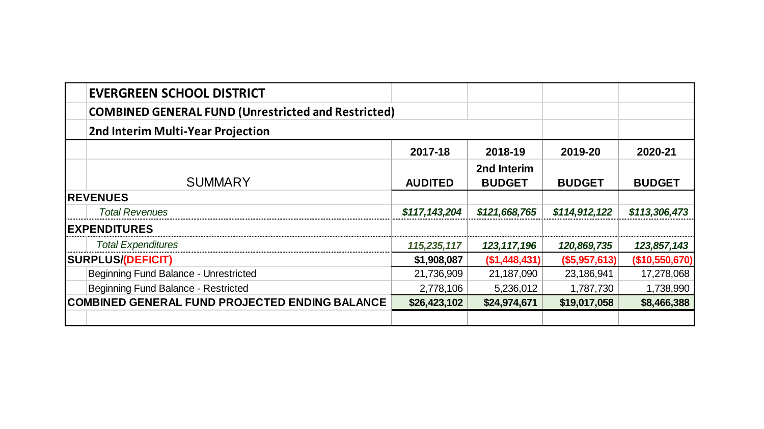**EVERGREEN SCHOOL DISTRICT**

**COMBINED GENERAL FUND (Unrestricted and Restricted)**

**2nd Interim Multi-Year Projection**

| SUMMARY | 2017-18 AUDITED | 2018-19 2nd Interim BUDGET | 2019-20 BUDGET | 2020-21 BUDGET |
|---|---|---|---|---|
| **REVENUES** | | | | |
| *Total Revenues* | ***$117,143,204*** | ***$121,668,765*** | ***$114,912,122*** | ***$113,306,473*** |
| **EXPENDITURES** | | | | |
| *Total Expenditures* | ***115,235,117*** | ***123,117,196*** | ***120,869,735*** | ***123,857,143*** |
| **SURPLUS/(DEFICIT)** | **$1,908,087** | **($1,448,431)** | **($5,957,613)** | **($10,550,670)** |
| Beginning Fund Balance - Unrestricted | 21,736,909 | 21,187,090 | 23,186,941 | 17,278,068 |
| Beginning Fund Balance - Restricted | 2,778,106 | 5,236,012 | 1,787,730 | 1,738,990 |
| **COMBINED GENERAL FUND PROJECTED ENDING BALANCE** | **$26,423,102** | **$24,974,671** | **$19,017,058** | **$8,466,388** |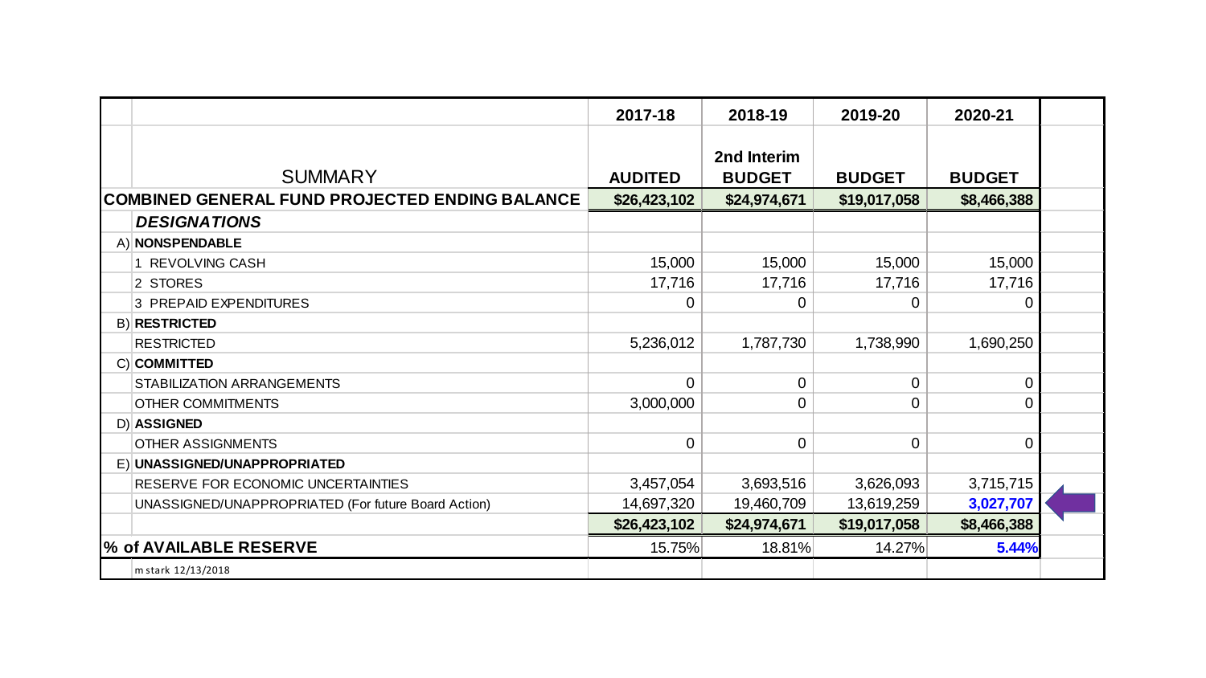| | | 2017-18 | 2018-19 | 2019-20 | 2020-21 |
|---|---|---|---|---|---|
| | SUMMARY | AUDITED | 2nd Interim BUDGET | BUDGET | BUDGET |
| **COMBINED GENERAL FUND PROJECTED ENDING BALANCE** | | **$26,423,102** | **$24,974,671** | **$19,017,058** | **$8,466,388** |
| | ***DESIGNATIONS*** | | | | |
| A) | **NONSPENDABLE** | | | | |
| | 1 REVOLVING CASH | 15,000 | 15,000 | 15,000 | 15,000 |
| | 2 STORES | 17,716 | 17,716 | 17,716 | 17,716 |
| | 3 PREPAID EXPENDITURES | 0 | 0 | 0 | 0 |
| B) | **RESTRICTED** | | | | |
| | RESTRICTED | 5,236,012 | 1,787,730 | 1,738,990 | 1,690,250 |
| C) | **COMMITTED** | | | | |
| | STABILIZATION ARRANGEMENTS | 0 | 0 | 0 | 0 |
| | OTHER COMMITMENTS | 3,000,000 | 0 | 0 | 0 |
| D) | **ASSIGNED** | | | | |
| | OTHER ASSIGNMENTS | 0 | 0 | 0 | 0 |
| E) | **UNASSIGNED/UNAPPROPRIATED** | | | | |
| | RESERVE FOR ECONOMIC UNCERTAINTIES | 3,457,054 | 3,693,516 | 3,626,093 | 3,715,715 |
| | UNASSIGNED/UNAPPROPRIATED (For future Board Action) | 14,697,320 | 19,460,709 | 13,619,259 | **3,027,707** |
| | | **$26,423,102** | **$24,974,671** | **$19,017,058** | **$8,466,388** |
| **% of AVAILABLE RESERVE** | | 15.75% | 18.81% | 14.27% | **5.44%** |
| | m stark 12/13/2018 | | | | |